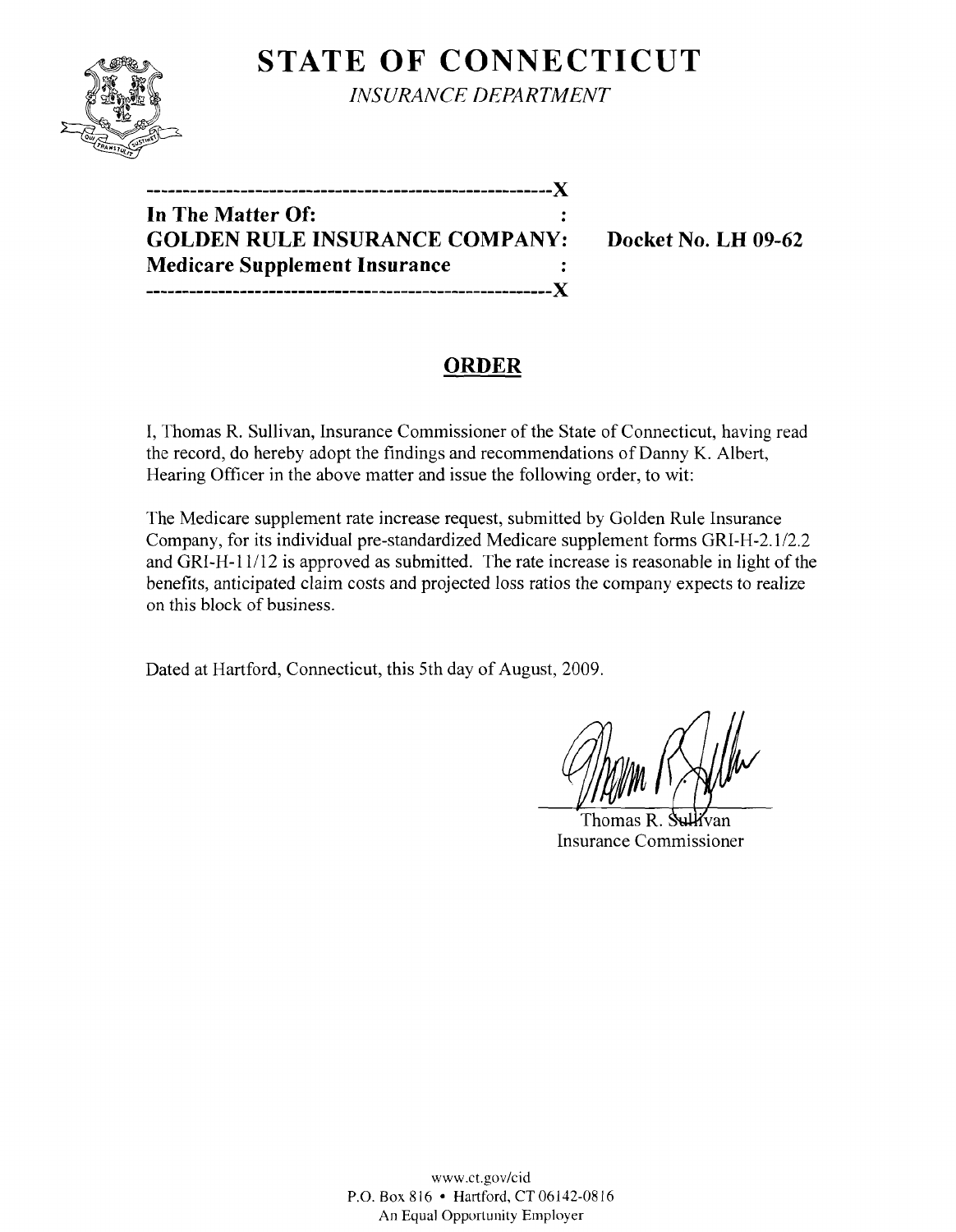# STATE OF CONNECTICUT

*INSURANCE DEPARTMENT*

---------------------------------------------------------X
**In The Matter Of:** :
**GOLDEN RULE INSURANCE COMPANY:** **Docket No. LH 09-62**
**Medicare Supplement Insurance** :
---------------------------------------------------------X

## ORDER

I, Thomas R. Sullivan, Insurance Commissioner of the State of Connecticut, having read the record, do hereby adopt the findings and recommendations of Danny K. Albert, Hearing Officer in the above matter and issue the following order, to wit:

The Medicare supplement rate increase request, submitted by Golden Rule Insurance Company, for its individual pre-standardized Medicare supplement forms GRI-H-2.1/2.2 and GRI-H-11/12 is approved as submitted. The rate increase is reasonable in light of the benefits, anticipated claim costs and projected loss ratios the company expects to realize on this block of business.

Dated at Hartford, Connecticut, this 5th day of August, 2009.

Thomas R. Sullivan
Insurance Commissioner

www.ct.gov/cid
P.O. Box 816 • Hartford, CT 06142-0816
An Equal Opportunity Employer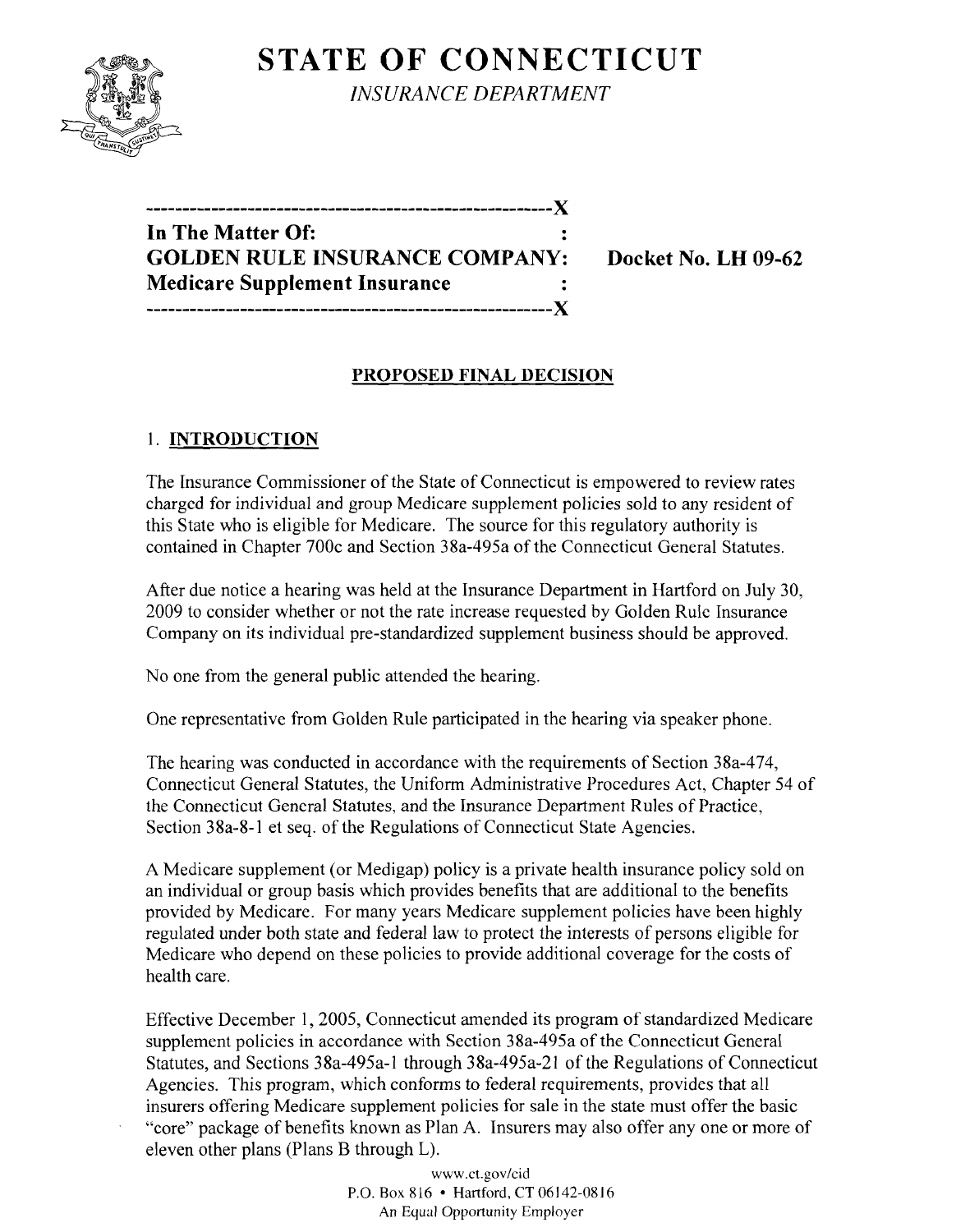# STATE OF CONNECTICUT

*INSURANCE DEPARTMENT*

---

**In The Matter Of:**
**GOLDEN RULE INSURANCE COMPANY:** **Docket No. LH 09-62**
**Medicare Supplement Insurance**

---

## PROPOSED FINAL DECISION

### 1. INTRODUCTION

The Insurance Commissioner of the State of Connecticut is empowered to review rates charged for individual and group Medicare supplement policies sold to any resident of this State who is eligible for Medicare. The source for this regulatory authority is contained in Chapter 700c and Section 38a-495a of the Connecticut General Statutes.

After due notice a hearing was held at the Insurance Department in Hartford on July 30, 2009 to consider whether or not the rate increase requested by Golden Rule Insurance Company on its individual pre-standardized supplement business should be approved.

No one from the general public attended the hearing.

One representative from Golden Rule participated in the hearing via speaker phone.

The hearing was conducted in accordance with the requirements of Section 38a-474, Connecticut General Statutes, the Uniform Administrative Procedures Act, Chapter 54 of the Connecticut General Statutes, and the Insurance Department Rules of Practice, Section 38a-8-1 et seq. of the Regulations of Connecticut State Agencies.

A Medicare supplement (or Medigap) policy is a private health insurance policy sold on an individual or group basis which provides benefits that are additional to the benefits provided by Medicare. For many years Medicare supplement policies have been highly regulated under both state and federal law to protect the interests of persons eligible for Medicare who depend on these policies to provide additional coverage for the costs of health care.

Effective December 1, 2005, Connecticut amended its program of standardized Medicare supplement policies in accordance with Section 38a-495a of the Connecticut General Statutes, and Sections 38a-495a-1 through 38a-495a-21 of the Regulations of Connecticut Agencies. This program, which conforms to federal requirements, provides that all insurers offering Medicare supplement policies for sale in the state must offer the basic "core" package of benefits known as Plan A. Insurers may also offer any one or more of eleven other plans (Plans B through L).

www.ct.gov/cid
P.O. Box 816 • Hartford, CT 06142-0816
An Equal Opportunity Employer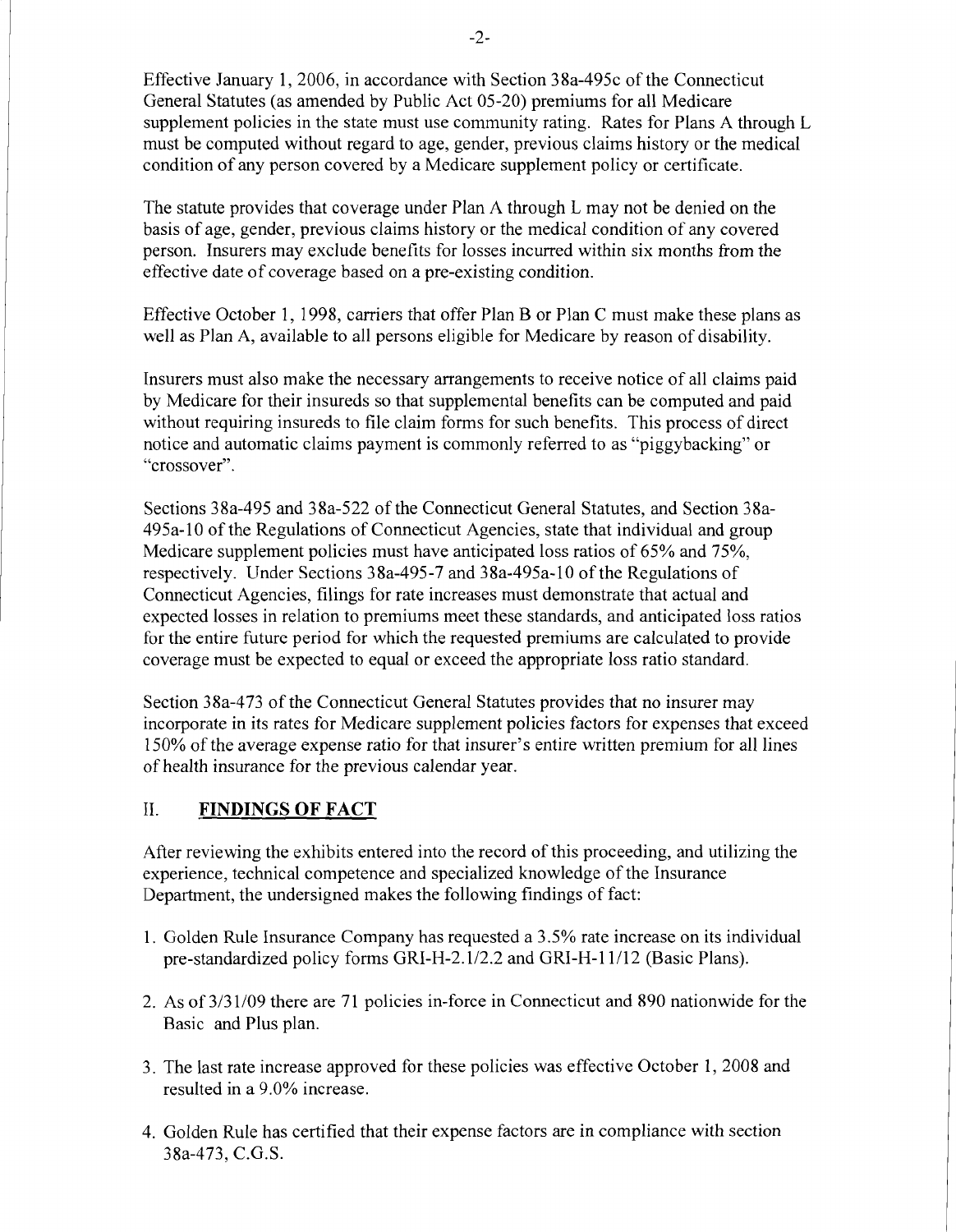Effective January 1, 2006, in accordance with Section 38a-495c of the Connecticut General Statutes (as amended by Public Act 05-20) premiums for all Medicare supplement policies in the state must use community rating. Rates for Plans A through L must be computed without regard to age, gender, previous claims history or the medical condition of any person covered by a Medicare supplement policy or certificate.

The statute provides that coverage under Plan A through L may not be denied on the basis of age, gender, previous claims history or the medical condition of any covered person. Insurers may exclude benefits for losses incurred within six months from the effective date of coverage based on a pre-existing condition.

Effective October 1, 1998, carriers that offer Plan B or Plan C must make these plans as well as Plan A, available to all persons eligible for Medicare by reason of disability.

Insurers must also make the necessary arrangements to receive notice of all claims paid by Medicare for their insureds so that supplemental benefits can be computed and paid without requiring insureds to file claim forms for such benefits. This process of direct notice and automatic claims payment is commonly referred to as "piggybacking" or "crossover".

Sections 38a-495 and 38a-522 of the Connecticut General Statutes, and Section 38a-495a-10 of the Regulations of Connecticut Agencies, state that individual and group Medicare supplement policies must have anticipated loss ratios of 65% and 75%, respectively. Under Sections 38a-495-7 and 38a-495a-10 of the Regulations of Connecticut Agencies, filings for rate increases must demonstrate that actual and expected losses in relation to premiums meet these standards, and anticipated loss ratios for the entire future period for which the requested premiums are calculated to provide coverage must be expected to equal or exceed the appropriate loss ratio standard.

Section 38a-473 of the Connecticut General Statutes provides that no insurer may incorporate in its rates for Medicare supplement policies factors for expenses that exceed 150% of the average expense ratio for that insurer's entire written premium for all lines of health insurance for the previous calendar year.

## II. FINDINGS OF FACT

After reviewing the exhibits entered into the record of this proceeding, and utilizing the experience, technical competence and specialized knowledge of the Insurance Department, the undersigned makes the following findings of fact:

1. Golden Rule Insurance Company has requested a 3.5% rate increase on its individual pre-standardized policy forms GRI-H-2.1/2.2 and GRI-H-11/12 (Basic Plans).

2. As of 3/31/09 there are 71 policies in-force in Connecticut and 890 nationwide for the Basic and Plus plan.

3. The last rate increase approved for these policies was effective October 1, 2008 and resulted in a 9.0% increase.

4. Golden Rule has certified that their expense factors are in compliance with section 38a-473, C.G.S.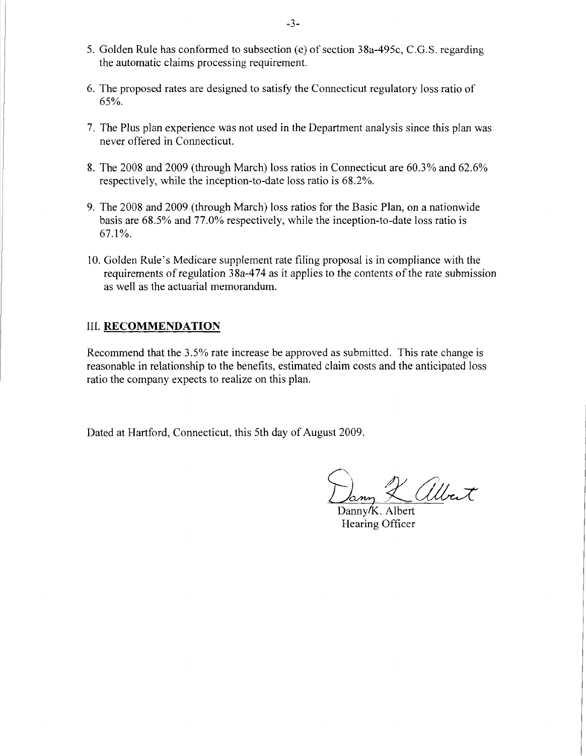5. Golden Rule has conformed to subsection (e) of section 38a-495c, C.G.S. regarding the automatic claims processing requirement.

6. The proposed rates are designed to satisfy the Connecticut regulatory loss ratio of 65%.

7. The Plus plan experience was not used in the Department analysis since this plan was never offered in Connecticut.

8. The 2008 and 2009 (through March) loss ratios in Connecticut are 60.3% and 62.6% respectively, while the inception-to-date loss ratio is 68.2%.

9. The 2008 and 2009 (through March) loss ratios for the Basic Plan, on a nationwide basis are 68.5% and 77.0% respectively, while the inception-to-date loss ratio is 67.1%.

10. Golden Rule's Medicare supplement rate filing proposal is in compliance with the requirements of regulation 38a-474 as it applies to the contents of the rate submission as well as the actuarial memorandum.

## III. RECOMMENDATION

Recommend that the 3.5% rate increase be approved as submitted. This rate change is reasonable in relationship to the benefits, estimated claim costs and the anticipated loss ratio the company expects to realize on this plan.

Dated at Hartford, Connecticut, this 5th day of August 2009.

Danny K. Albert
Hearing Officer